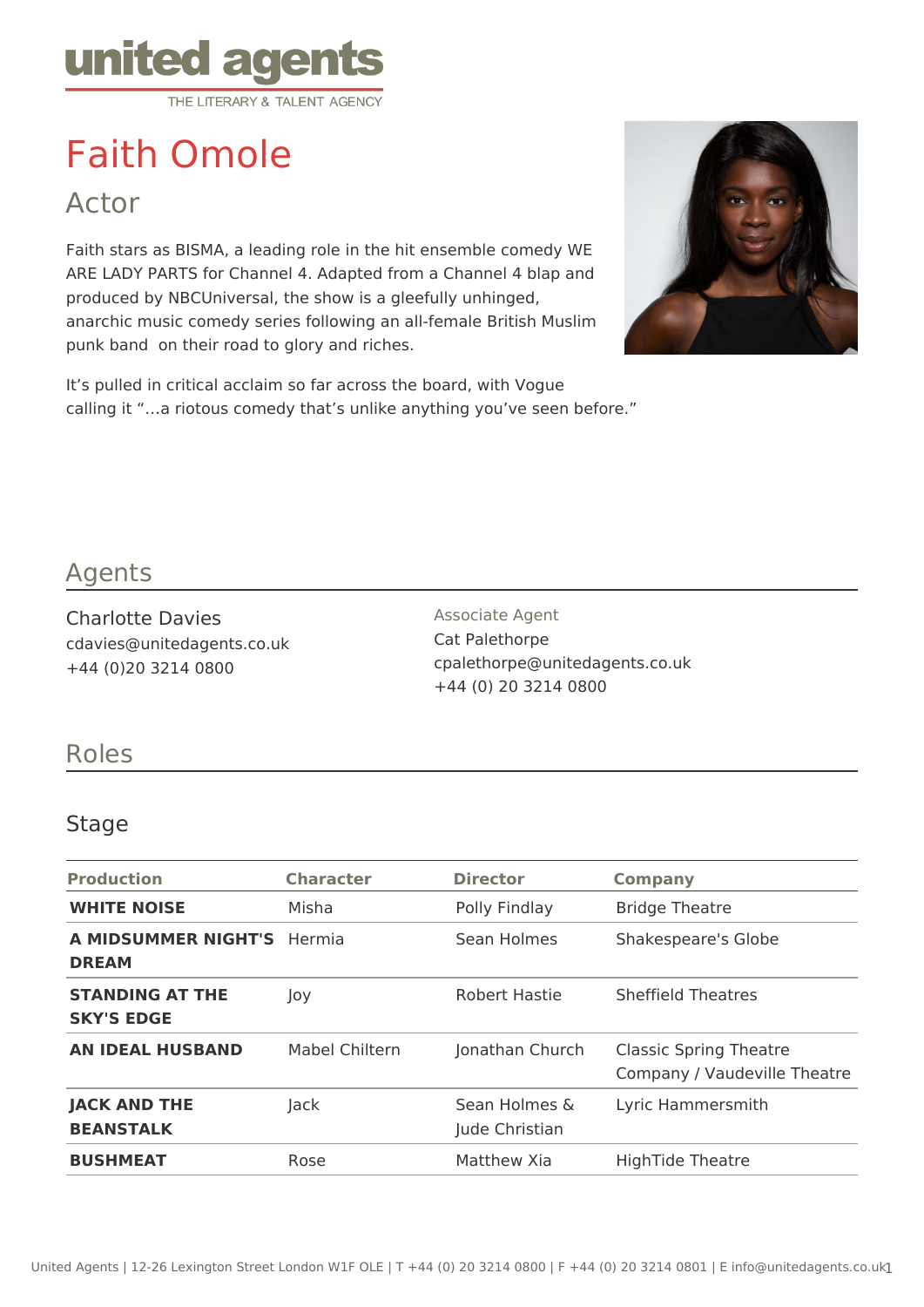united agents

THE LITERARY & TALENT AGENCY

# Faith Omole

## Actor

Faith stars as BISMA, a leading role in the hit ensemble comedy WE ARE LADY PARTS for Channel 4. Adapted from a Channel 4 blap and produced by NBCUniversal, the show is a gleefully unhinged, anarchic music comedy series following an all-female British Muslim punk band on their road to glory and riches.

It's pulled in critical acclaim so far across the board, with Vogue calling it "...a riotous comedy that's unlike anything you've seen before."

## Agents

Charlotte Davies
cdavies@unitedagents.co.uk
+44 (0)20 3214 0800

Associate Agent
Cat Palethorpe
cpalethorpe@unitedagents.co.uk
+44 (0) 20 3214 0800

## Roles

### Stage

| Production | Character | Director | Company |
|---|---|---|---|
| **WHITE NOISE** | Misha | Polly Findlay | Bridge Theatre |
| **A MIDSUMMER NIGHT'S DREAM** | Hermia | Sean Holmes | Shakespeare's Globe |
| **STANDING AT THE SKY'S EDGE** | Joy | Robert Hastie | Sheffield Theatres |
| **AN IDEAL HUSBAND** | Mabel Chiltern | Jonathan Church | Classic Spring Theatre Company / Vaudeville Theatre |
| **JACK AND THE BEANSTALK** | Jack | Sean Holmes & Jude Christian | Lyric Hammersmith |
| **BUSHMEAT** | Rose | Matthew Xia | HighTide Theatre |

United Agents | 12-26 Lexington Street London W1F OLE | T +44 (0) 20 3214 0800 | F +44 (0) 20 3214 0801 | E info@unitedagents.co.uk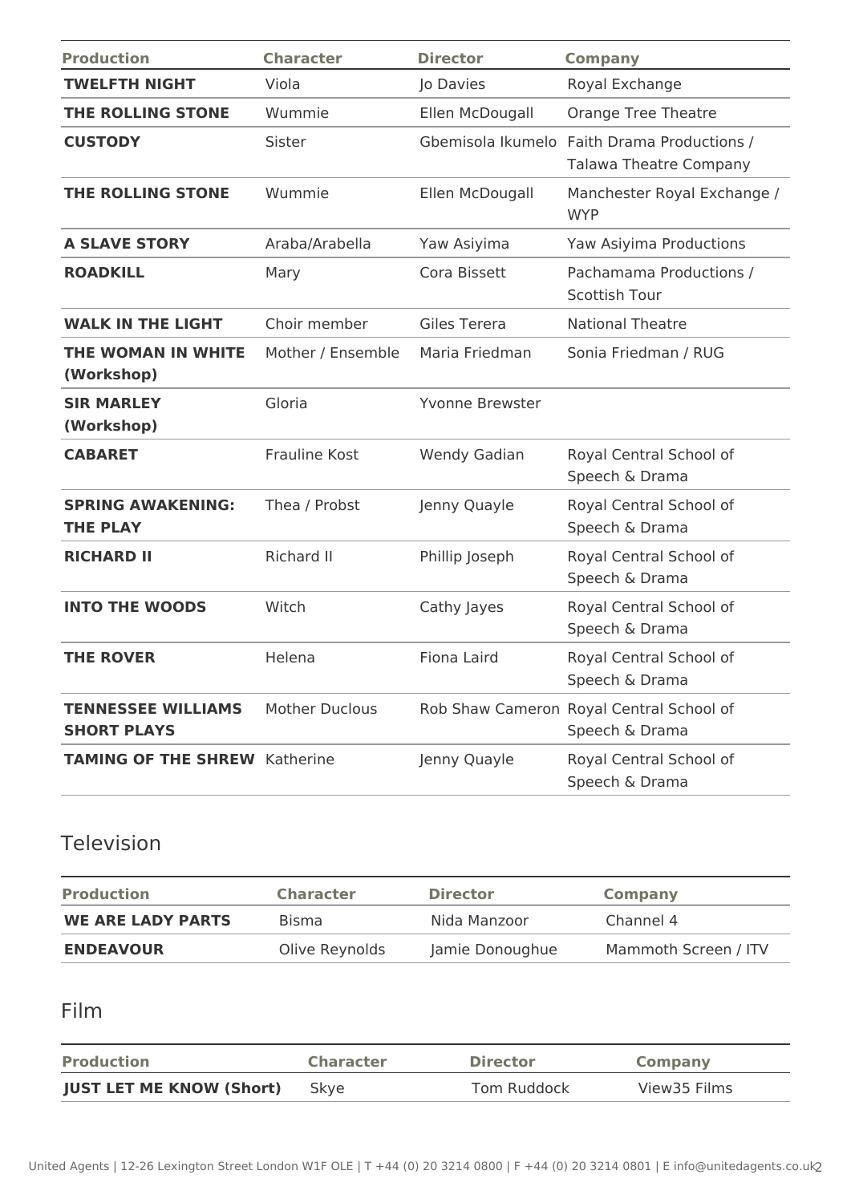| Production | Character | Director | Company |
| --- | --- | --- | --- |
| **TWELFTH NIGHT** | Viola | Jo Davies | Royal Exchange |
| **THE ROLLING STONE** | Wummie | Ellen McDougall | Orange Tree Theatre |
| **CUSTODY** | Sister | Gbemisola Ikumelo | Faith Drama Productions / Talawa Theatre Company |
| **THE ROLLING STONE** | Wummie | Ellen McDougall | Manchester Royal Exchange / WYP |
| **A SLAVE STORY** | Araba/Arabella | Yaw Asiyima | Yaw Asiyima Productions |
| **ROADKILL** | Mary | Cora Bissett | Pachamama Productions / Scottish Tour |
| **WALK IN THE LIGHT** | Choir member | Giles Terera | National Theatre |
| **THE WOMAN IN WHITE (Workshop)** | Mother / Ensemble | Maria Friedman | Sonia Friedman / RUG |
| **SIR MARLEY (Workshop)** | Gloria | Yvonne Brewster | |
| **CABARET** | Frauline Kost | Wendy Gadian | Royal Central School of Speech & Drama |
| **SPRING AWAKENING: THE PLAY** | Thea / Probst | Jenny Quayle | Royal Central School of Speech & Drama |
| **RICHARD II** | Richard II | Phillip Joseph | Royal Central School of Speech & Drama |
| **INTO THE WOODS** | Witch | Cathy Jayes | Royal Central School of Speech & Drama |
| **THE ROVER** | Helena | Fiona Laird | Royal Central School of Speech & Drama |
| **TENNESSEE WILLIAMS SHORT PLAYS** | Mother Duclous | Rob Shaw Cameron | Royal Central School of Speech & Drama |
| **TAMING OF THE SHREW** | Katherine | Jenny Quayle | Royal Central School of Speech & Drama |

## Television

| Production | Character | Director | Company |
| --- | --- | --- | --- |
| **WE ARE LADY PARTS** | Bisma | Nida Manzoor | Channel 4 |
| **ENDEAVOUR** | Olive Reynolds | Jamie Donoughue | Mammoth Screen / ITV |

## Film

| Production | Character | Director | Company |
| --- | --- | --- | --- |
| **JUST LET ME KNOW (Short)** | Skye | Tom Ruddock | View35 Films |

United Agents | 12-26 Lexington Street London W1F OLE | T +44 (0) 20 3214 0800 | F +44 (0) 20 3214 0801 | E info@unitedagents.co.uk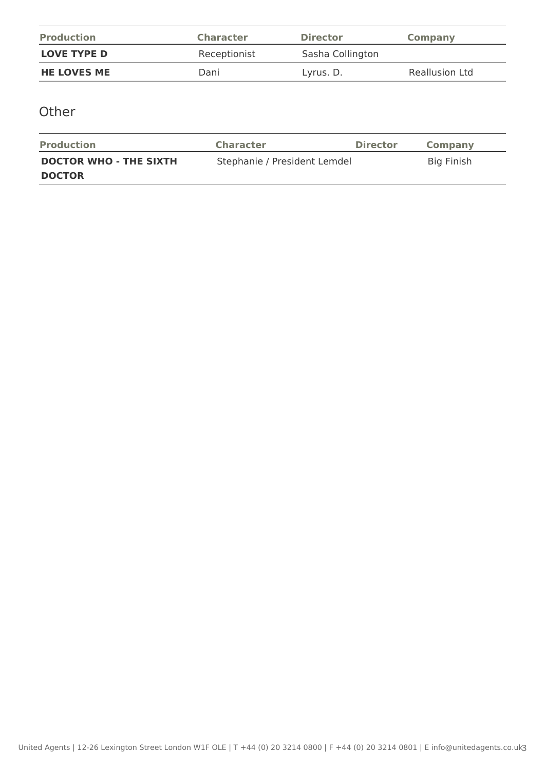| Production | Character | Director | Company |
|---|---|---|---|
| **LOVE TYPE D** | Receptionist | Sasha Collington | |
| **HE LOVES ME** | Dani | Lyrus. D. | Reallusion Ltd |

## Other

| Production | Character | Director | Company |
|---|---|---|---|
| **DOCTOR WHO - THE SIXTH DOCTOR** | Stephanie / President Lemdel | | Big Finish |